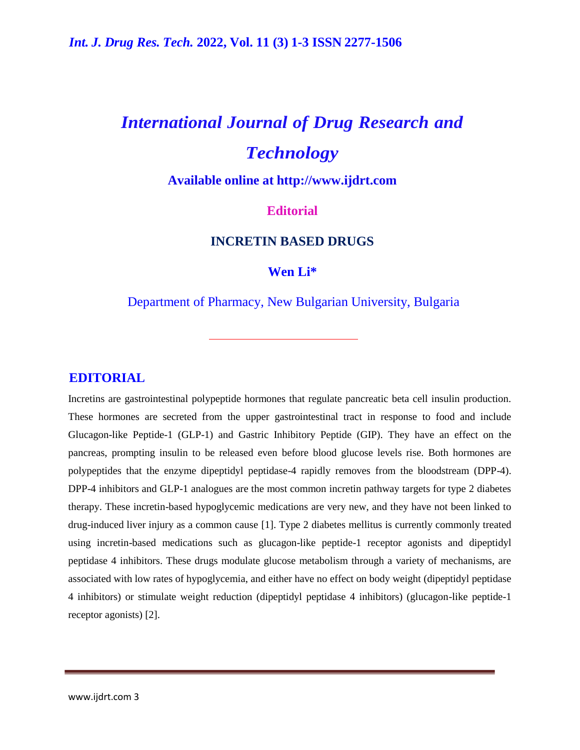# International Journal of Drug Research and Technology

**Available online at http://www.ijdrt.com**

**Editorial**

## INCRETIN BASED DRUGS

**Wen Li***

Department of Pharmacy, New Bulgarian University, Bulgaria

## EDITORIAL

Incretins are gastrointestinal polypeptide hormones that regulate pancreatic beta cell insulin production. These hormones are secreted from the upper gastrointestinal tract in response to food and include Glucagon-like Peptide-1 (GLP-1) and Gastric Inhibitory Peptide (GIP). They have an effect on the pancreas, prompting insulin to be released even before blood glucose levels rise. Both hormones are polypeptides that the enzyme dipeptidyl peptidase-4 rapidly removes from the bloodstream (DPP-4). DPP-4 inhibitors and GLP-1 analogues are the most common incretin pathway targets for type 2 diabetes therapy. These incretin-based hypoglycemic medications are very new, and they have not been linked to drug-induced liver injury as a common cause [1]. Type 2 diabetes mellitus is currently commonly treated using incretin-based medications such as glucagon-like peptide-1 receptor agonists and dipeptidyl peptidase 4 inhibitors. These drugs modulate glucose metabolism through a variety of mechanisms, are associated with low rates of hypoglycemia, and either have no effect on body weight (dipeptidyl peptidase 4 inhibitors) or stimulate weight reduction (dipeptidyl peptidase 4 inhibitors) (glucagon-like peptide-1 receptor agonists) [2].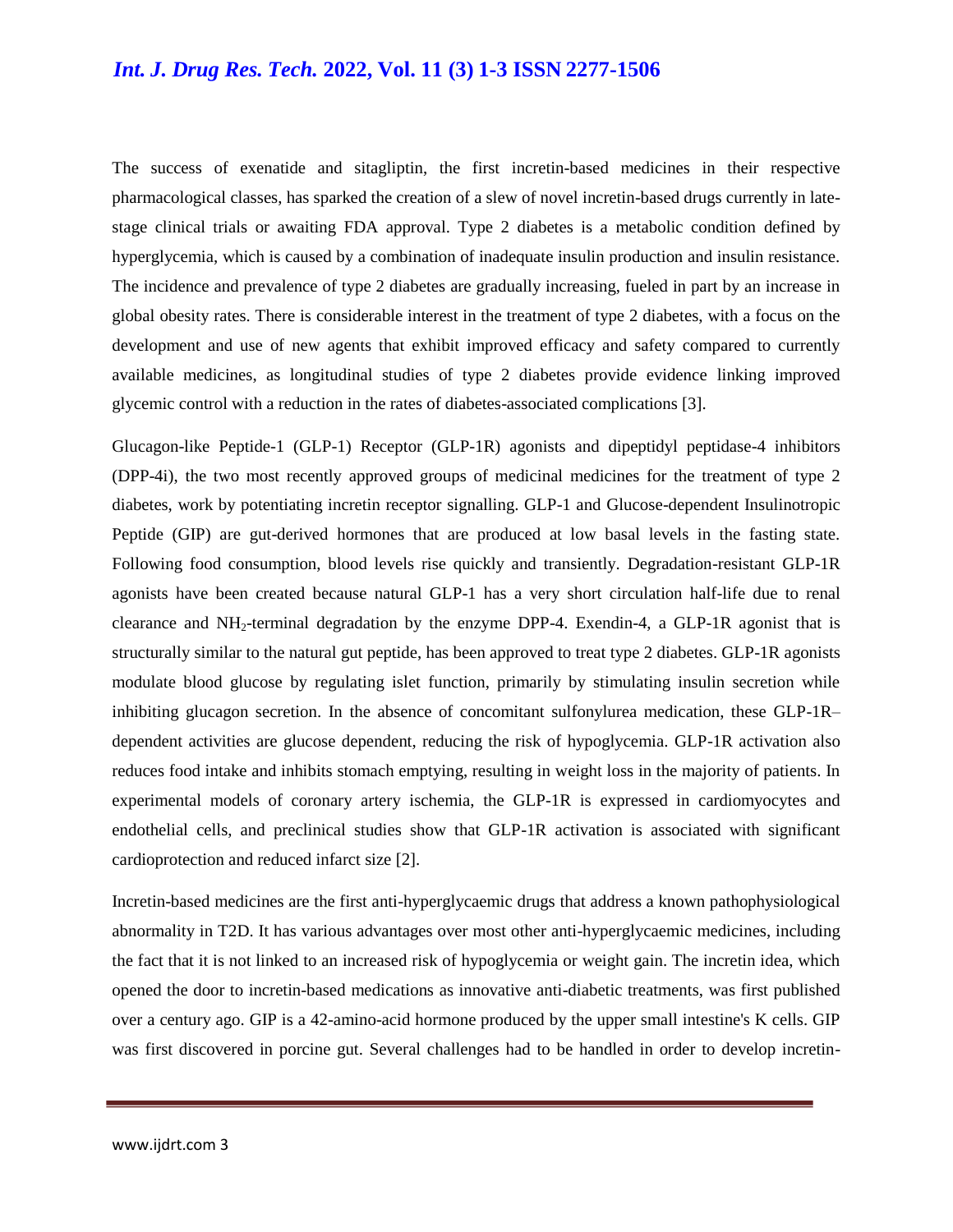The success of exenatide and sitagliptin, the first incretin-based medicines in their respective pharmacological classes, has sparked the creation of a slew of novel incretin-based drugs currently in late-stage clinical trials or awaiting FDA approval. Type 2 diabetes is a metabolic condition defined by hyperglycemia, which is caused by a combination of inadequate insulin production and insulin resistance. The incidence and prevalence of type 2 diabetes are gradually increasing, fueled in part by an increase in global obesity rates. There is considerable interest in the treatment of type 2 diabetes, with a focus on the development and use of new agents that exhibit improved efficacy and safety compared to currently available medicines, as longitudinal studies of type 2 diabetes provide evidence linking improved glycemic control with a reduction in the rates of diabetes-associated complications [3].

Glucagon-like Peptide-1 (GLP-1) Receptor (GLP-1R) agonists and dipeptidyl peptidase-4 inhibitors (DPP-4i), the two most recently approved groups of medicinal medicines for the treatment of type 2 diabetes, work by potentiating incretin receptor signalling. GLP-1 and Glucose-dependent Insulinotropic Peptide (GIP) are gut-derived hormones that are produced at low basal levels in the fasting state. Following food consumption, blood levels rise quickly and transiently. Degradation-resistant GLP-1R agonists have been created because natural GLP-1 has a very short circulation half-life due to renal clearance and $NH_2$-terminal degradation by the enzyme DPP-4. Exendin-4, a GLP-1R agonist that is structurally similar to the natural gut peptide, has been approved to treat type 2 diabetes. GLP-1R agonists modulate blood glucose by regulating islet function, primarily by stimulating insulin secretion while inhibiting glucagon secretion. In the absence of concomitant sulfonylurea medication, these GLP-1R–dependent activities are glucose dependent, reducing the risk of hypoglycemia. GLP-1R activation also reduces food intake and inhibits stomach emptying, resulting in weight loss in the majority of patients. In experimental models of coronary artery ischemia, the GLP-1R is expressed in cardiomyocytes and endothelial cells, and preclinical studies show that GLP-1R activation is associated with significant cardioprotection and reduced infarct size [2].

Incretin-based medicines are the first anti-hyperglycaemic drugs that address a known pathophysiological abnormality in T2D. It has various advantages over most other anti-hyperglycaemic medicines, including the fact that it is not linked to an increased risk of hypoglycemia or weight gain. The incretin idea, which opened the door to incretin-based medications as innovative anti-diabetic treatments, was first published over a century ago. GIP is a 42-amino-acid hormone produced by the upper small intestine's K cells. GIP was first discovered in porcine gut. Several challenges had to be handled in order to develop incretin-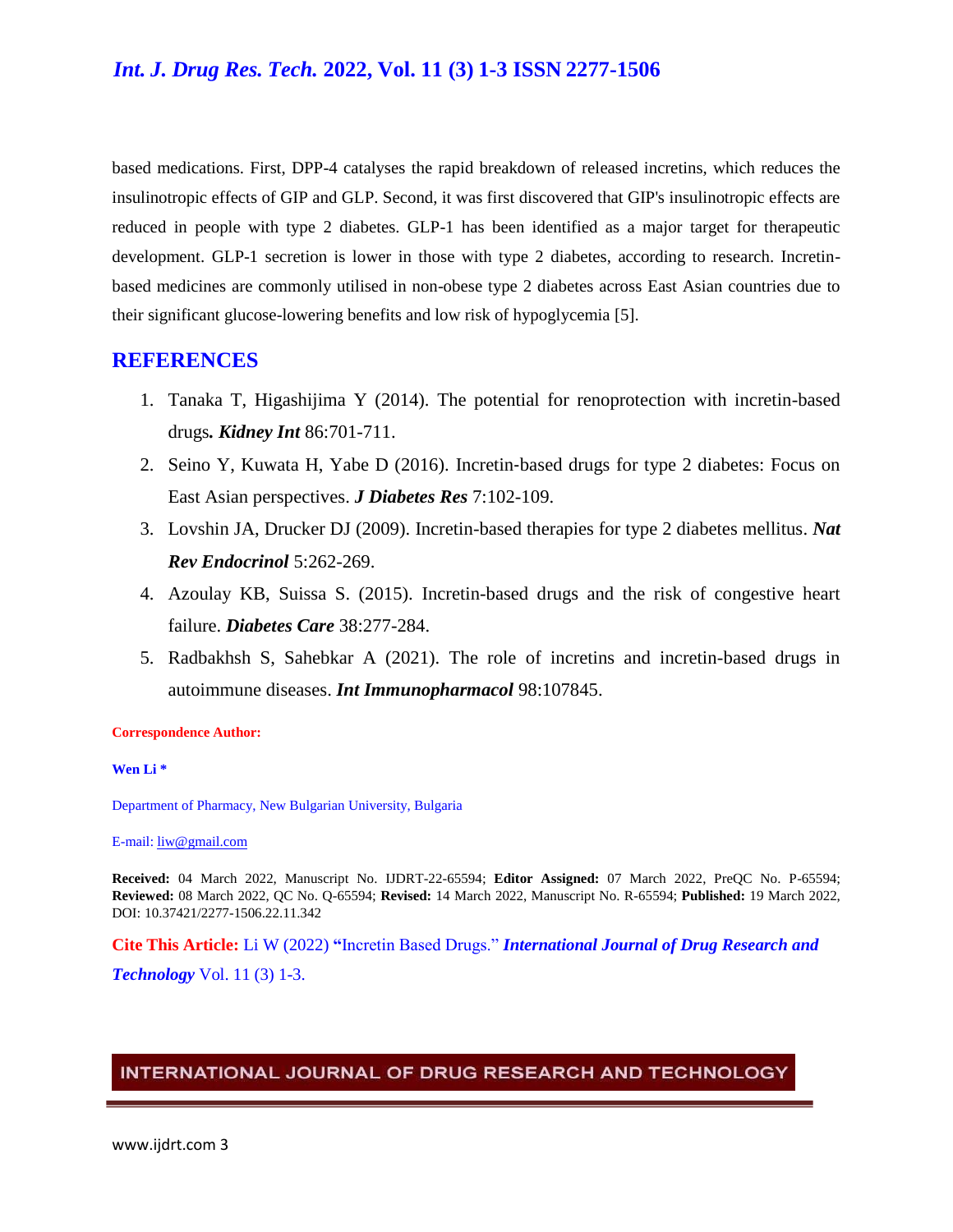based medications. First, DPP-4 catalyses the rapid breakdown of released incretins, which reduces the insulinotropic effects of GIP and GLP. Second, it was first discovered that GIP's insulinotropic effects are reduced in people with type 2 diabetes. GLP-1 has been identified as a major target for therapeutic development. GLP-1 secretion is lower in those with type 2 diabetes, according to research. Incretin-based medicines are commonly utilised in non-obese type 2 diabetes across East Asian countries due to their significant glucose-lowering benefits and low risk of hypoglycemia [5].

## REFERENCES

1. Tanaka T, Higashijima Y (2014). The potential for renoprotection with incretin-based drugs. ***Kidney Int*** 86:701-711.
2. Seino Y, Kuwata H, Yabe D (2016). Incretin-based drugs for type 2 diabetes: Focus on East Asian perspectives. ***J Diabetes Res*** 7:102-109.
3. Lovshin JA, Drucker DJ (2009). Incretin-based therapies for type 2 diabetes mellitus. ***Nat Rev Endocrinol*** 5:262-269.
4. Azoulay KB, Suissa S. (2015). Incretin-based drugs and the risk of congestive heart failure. ***Diabetes Care*** 38:277-284.
5. Radbakhsh S, Sahebkar A (2021). The role of incretins and incretin-based drugs in autoimmune diseases. ***Int Immunopharmacol*** 98:107845.

**Correspondence Author:**

**Wen Li ***

Department of Pharmacy, New Bulgarian University, Bulgaria

E-mail: liw@gmail.com

**Received:** 04 March 2022, Manuscript No. IJDRT-22-65594; **Editor Assigned:** 07 March 2022, PreQC No. P-65594; **Reviewed:** 08 March 2022, QC No. Q-65594; **Revised:** 14 March 2022, Manuscript No. R-65594; **Published:** 19 March 2022, DOI: 10.37421/2277-1506.22.11.342

**Cite This Article:** Li W (2022) "Incretin Based Drugs." ***International Journal of Drug Research and Technology*** Vol. 11 (3) 1-3.